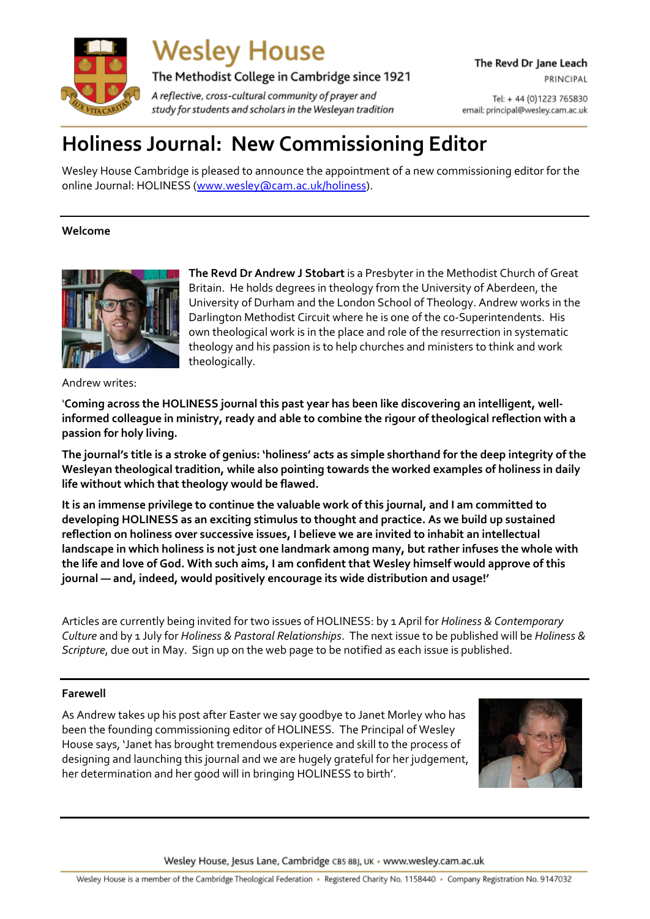# Wesley House

The Methodist College in Cambridge since 1921

*A reflective, cross-cultural community of prayer and study for students and scholars in the Wesleyan tradition*

The Revd Dr Jane Leach
PRINCIPAL

Tel: + 44 (0)1223 765830
email: principal@wesley.cam.ac.uk

# Holiness Journal: New Commissioning Editor

Wesley House Cambridge is pleased to announce the appointment of a new commissioning editor for the online Journal: HOLINESS (www.wesley@cam.ac.uk/holiness).

---

**Welcome**

**The Revd Dr Andrew J Stobart** is a Presbyter in the Methodist Church of Great Britain. He holds degrees in theology from the University of Aberdeen, the University of Durham and the London School of Theology. Andrew works in the Darlington Methodist Circuit where he is one of the co-Superintendents. His own theological work is in the place and role of the resurrection in systematic theology and his passion is to help churches and ministers to think and work theologically.

Andrew writes:

**'Coming across the HOLINESS journal this past year has been like discovering an intelligent, well-informed colleague in ministry, ready and able to combine the rigour of theological reflection with a passion for holy living.**

**The journal's title is a stroke of genius: 'holiness' acts as simple shorthand for the deep integrity of the Wesleyan theological tradition, while also pointing towards the worked examples of holiness in daily life without which that theology would be flawed.**

**It is an immense privilege to continue the valuable work of this journal, and I am committed to developing HOLINESS as an exciting stimulus to thought and practice. As we build up sustained reflection on holiness over successive issues, I believe we are invited to inhabit an intellectual landscape in which holiness is not just one landmark among many, but rather infuses the whole with the life and love of God. With such aims, I am confident that Wesley himself would approve of this journal — and, indeed, would positively encourage its wide distribution and usage!'**

Articles are currently being invited for two issues of HOLINESS: by 1 April for *Holiness & Contemporary Culture* and by 1 July for *Holiness & Pastoral Relationships*. The next issue to be published will be *Holiness & Scripture*, due out in May. Sign up on the web page to be notified as each issue is published.

---

**Farewell**

As Andrew takes up his post after Easter we say goodbye to Janet Morley who has been the founding commissioning editor of HOLINESS. The Principal of Wesley House says, 'Janet has brought tremendous experience and skill to the process of designing and launching this journal and we are hugely grateful for her judgement, her determination and her good will in bringing HOLINESS to birth'.

---

Wesley House, Jesus Lane, Cambridge CB5 8BJ, UK • www.wesley.cam.ac.uk

Wesley House is a member of the Cambridge Theological Federation • Registered Charity No. 1158440 • Company Registration No. 9147032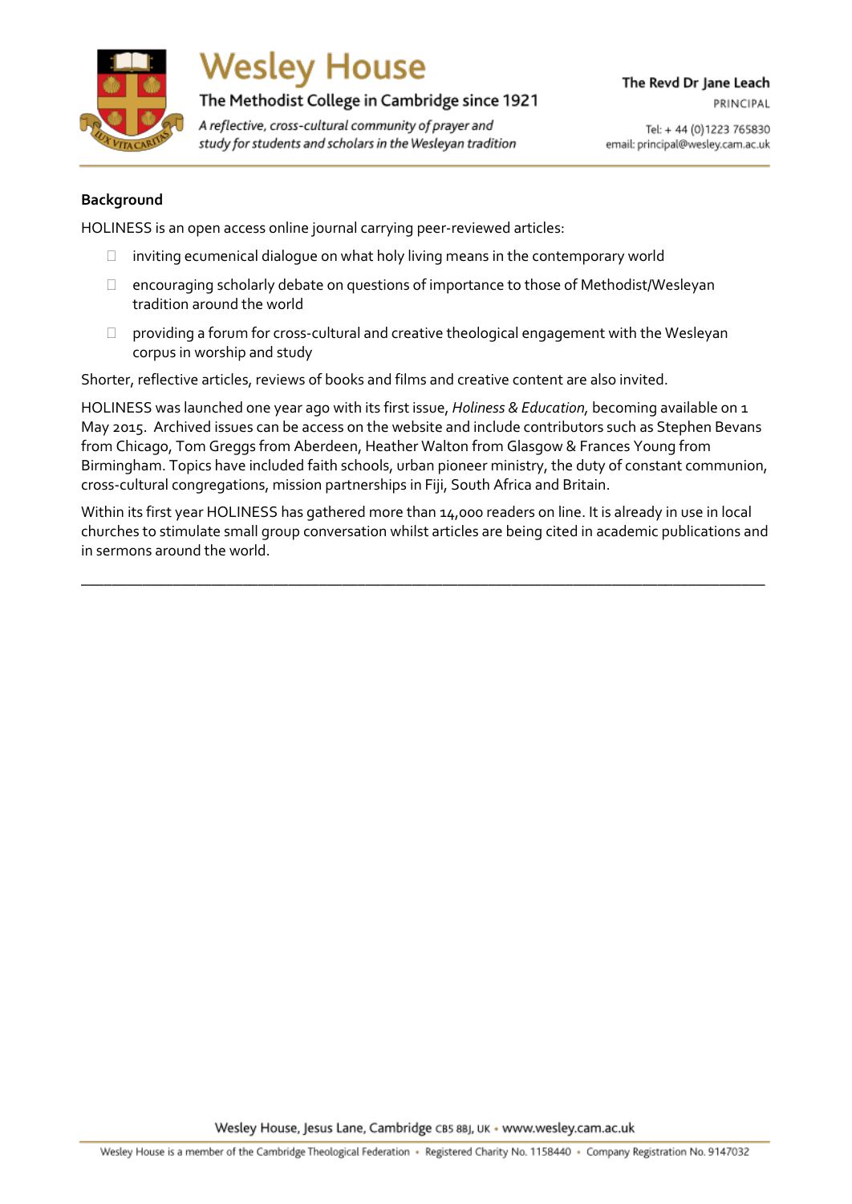**Background**

HOLINESS is an open access online journal carrying peer-reviewed articles:

- inviting ecumenical dialogue on what holy living means in the contemporary world
- encouraging scholarly debate on questions of importance to those of Methodist/Wesleyan tradition around the world
- providing a forum for cross-cultural and creative theological engagement with the Wesleyan corpus in worship and study

Shorter, reflective articles, reviews of books and films and creative content are also invited.

HOLINESS was launched one year ago with its first issue, *Holiness & Education,* becoming available on 1 May 2015. Archived issues can be access on the website and include contributors such as Stephen Bevans from Chicago, Tom Greggs from Aberdeen, Heather Walton from Glasgow & Frances Young from Birmingham. Topics have included faith schools, urban pioneer ministry, the duty of constant communion, cross-cultural congregations, mission partnerships in Fiji, South Africa and Britain.

Within its first year HOLINESS has gathered more than 14,000 readers on line. It is already in use in local churches to stimulate small group conversation whilst articles are being cited in academic publications and in sermons around the world.

---